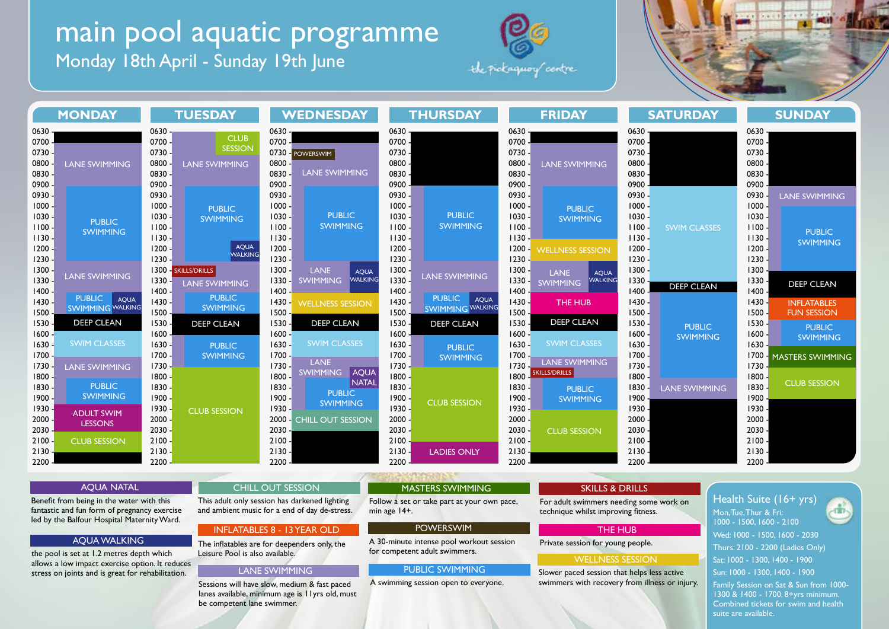# main pool aquatic programme

## Monday 18th April - Sunday 19th June

the pickaquoy centre

### MONDAY

| Time | Activity |
|---|---|
| 0630 - 0700 | — |
| 0700 - 0930 | LANE SWIMMING |
| 0930 - 1230 | PUBLIC SWIMMING |
| 1230 - 1400 | LANE SWIMMING |
| 1400 - 1530 | PUBLIC SWIMMING / AQUA WALKING |
| 1530 - 1600 | DEEP CLEAN |
| 1600 - 1700 | SWIM CLASSES |
| 1700 - 1800 | LANE SWIMMING |
| 1800 - 1930 | PUBLIC SWIMMING |
| 1930 - 2030 | ADULT SWIM LESSONS |
| 2030 - 2130 | CLUB SESSION |
| 2130 - 2200 | — |

### TUESDAY

| Time | Activity |
|---|---|
| 0630 - 0700 | — |
| 0700 - 0800 | LANE SWIMMING / CLUB SESSION |
| 0800 - 0930 | LANE SWIMMING |
| 0930 - 1200 | PUBLIC SWIMMING |
| 1200 - 1230 | PUBLIC SWIMMING / AQUA WALKING |
| 1230 - 1300 | LANE SWIMMING |
| 1300 - 1330 | SKILLS/DRILLS |
| 1330 - 1400 | LANE SWIMMING |
| 1400 - 1530 | PUBLIC SWIMMING |
| 1530 - 1600 | DEEP CLEAN |
| 1600 - 1730 | PUBLIC SWIMMING |
| 1730 - 2200 | CLUB SESSION |

### WEDNESDAY

| Time | Activity |
|---|---|
| 0630 - 0700 | — |
| 0700 - 0730 | LANE SWIMMING |
| 0730 - 0800 | POWERSWIM |
| 0800 - 0930 | LANE SWIMMING |
| 0930 - 1230 | PUBLIC SWIMMING |
| 1230 - 1400 | LANE SWIMMING / AQUA WALKING |
| 1400 - 1530 | WELLNESS SESSION |
| 1530 - 1600 | DEEP CLEAN |
| 1600 - 1700 | SWIM CLASSES |
| 1700 - 1800 | LANE SWIMMING / AQUA NATAL |
| 1800 - 1930 | PUBLIC SWIMMING |
| 1930 - 2030 | CHILL OUT SESSION |
| 2030 - 2200 | — |

### THURSDAY

| Time | Activity |
|---|---|
| 0630 - 0930 | — |
| 0930 - 1230 | PUBLIC SWIMMING |
| 1230 - 1400 | LANE SWIMMING |
| 1400 - 1530 | PUBLIC SWIMMING / AQUA WALKING |
| 1530 - 1600 | DEEP CLEAN |
| 1600 - 1730 | PUBLIC SWIMMING |
| 1730 - 2100 | CLUB SESSION |
| 2100 - 2200 | LADIES ONLY |

### FRIDAY

| Time | Activity |
|---|---|
| 0630 - 0700 | — |
| 0700 - 0930 | LANE SWIMMING |
| 0930 - 1200 | PUBLIC SWIMMING |
| 1200 - 1300 | WELLNESS SESSION |
| 1300 - 1400 | LANE SWIMMING / AQUA WALKING |
| 1400 - 1530 | THE HUB |
| 1530 - 1600 | DEEP CLEAN |
| 1600 - 1700 | SWIM CLASSES |
| 1700 - 1800 | LANE SWIMMING / SKILLS/DRILLS |
| 1800 - 1930 | PUBLIC SWIMMING |
| 1930 - 2130 | CLUB SESSION |
| 2130 - 2200 | — |

### SATURDAY

| Time | Activity |
|---|---|
| 0630 - 0930 | — |
| 0930 - 1330 | SWIM CLASSES |
| 1330 - 1400 | DEEP CLEAN |
| 1400 - 1800 | PUBLIC SWIMMING |
| 1800 - 1900 | LANE SWIMMING |
| 1900 - 2200 | — |

### SUNDAY

| Time | Activity |
|---|---|
| 0630 - 0900 | — |
| 0900 - 1000 | LANE SWIMMING |
| 1000 - 1300 | PUBLIC SWIMMING |
| 1300 - 1400 | DEEP CLEAN |
| 1400 - 1500 | INFLATABLES FUN SESSION |
| 1500 - 1630 | PUBLIC SWIMMING |
| 1630 - 1730 | MASTERS SWIMMING |
| 1730 - 1900 | CLUB SESSION |
| 1900 - 2200 | — |

### AQUA NATAL

Benefit from being in the water with this fantastic and fun form of pregnancy exercise led by the Balfour Hospital Maternity Ward.

### AQUA WALKING

the pool is set at 1.2 metres depth which allows a low impact exercise option. It reduces stress on joints and is great for rehabilitation.

### CHILL OUT SESSION

This adult only session has darkened lighting and ambient music for a end of day de-stress.

### INFLATABLES 8 - 13YEAR OLD

The inflatables are for deependers only, the Leisure Pool is also available.

### LANE SWIMMING

Sessions will have slow, medium & fast paced lanes available, minimum age is 11yrs old, must be competent lane swimmer.

### MASTERS SWIMMING

Follow a set or take part at your own pace, min age 14+.

### POWERSWIM

A 30-minute intense pool workout session for competent adult swimmers.

### PUBLIC SWIMMING

A swimming session open to everyone.

### SKILLS & DRILLS

For adult swimmers needing some work on technique whilst improving fitness.

### THE HUB

Private session for young people.

### WELLNESS SESSION

Slower paced session that helps less active swimmers with recovery from illness or injury.

### Health Suite (16+ yrs)

Mon, Tue, Thur & Fri: 1000 - 1500, 1600 - 2100

Wed: 1000 - 1500, 1600 - 2030

Thurs: 2100 - 2200 (Ladies Only)

Sat: 1000 - 1300, 1400 - 1900

Sun: 1000 - 1300, 1400 - 1900

Family Session on Sat & Sun from 1000-1300 & 1400 - 1700, 8+yrs minimum. Combined tickets for swim and health suite are available.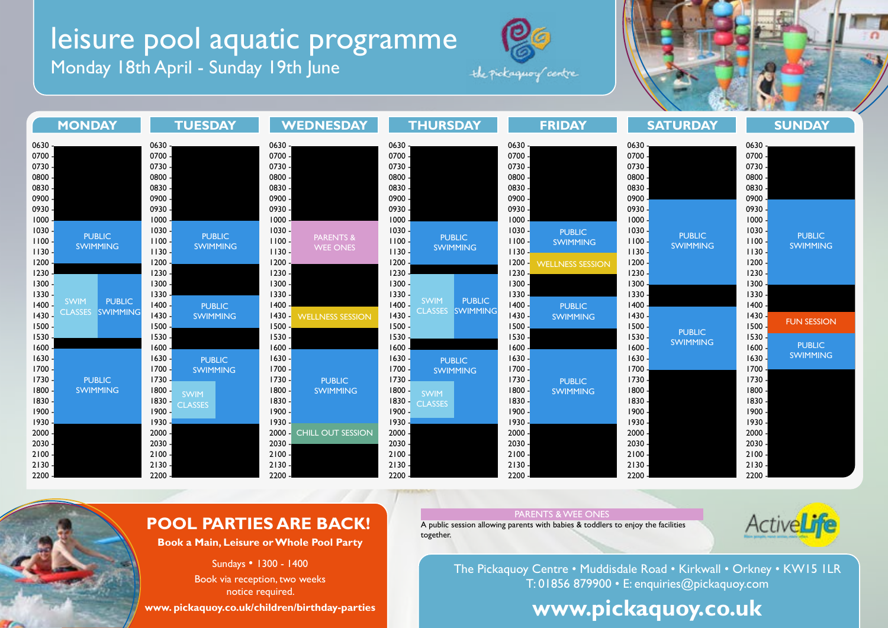# leisure pool aquatic programme

## Monday 18th April - Sunday 19th June

the pickaquoy centre

0630
0700
0730
0800
0830
0900
0930
1000
1030
1100
1130
1200
1230
1300
1330
1400
1430
1500
1530
1600
1630
1700
1730
1800
1830
1900
1930
2000
2030
2100
2130
2200

**MONDAY**

PUBLIC SWIMMING

SWIM CLASSES

PUBLIC SWIMMING

PUBLIC SWIMMING

**TUESDAY**

PUBLIC SWIMMING

PUBLIC SWIMMING

PUBLIC SWIMMING

SWIM CLASSES

**WEDNESDAY**

PARENTS & WEE ONES

WELLNESS SESSION

PUBLIC SWIMMING

CHILL OUT SESSION

**THURSDAY**

PUBLIC SWIMMING

SWIM CLASSES

PUBLIC SWIMMING

PUBLIC SWIMMING

SWIM CLASSES

**FRIDAY**

PUBLIC SWIMMING

WELLNESS SESSION

PUBLIC SWIMMING

PUBLIC SWIMMING

**SATURDAY**

PUBLIC SWIMMING

PUBLIC SWIMMING

**SUNDAY**

PUBLIC SWIMMING

FUN SESSION

PUBLIC SWIMMING

## POOL PARTIES ARE BACK!

**Book a Main, Leisure or Whole Pool Party**

Sundays • 1300 - 1400

Book via reception, two weeks notice required.

**www.pickaquoy.co.uk/children/birthday-parties**

PARENTS & WEE ONES

A public session allowing parents with babies & toddlers to enjoy the facilities together.

ActiveLife

The Pickaquoy Centre • Muddisdale Road • Kirkwall • Orkney • KW15 1LR
T: 01856 879900 • E: enquiries@pickaquoy.com

**www.pickaquoy.co.uk**